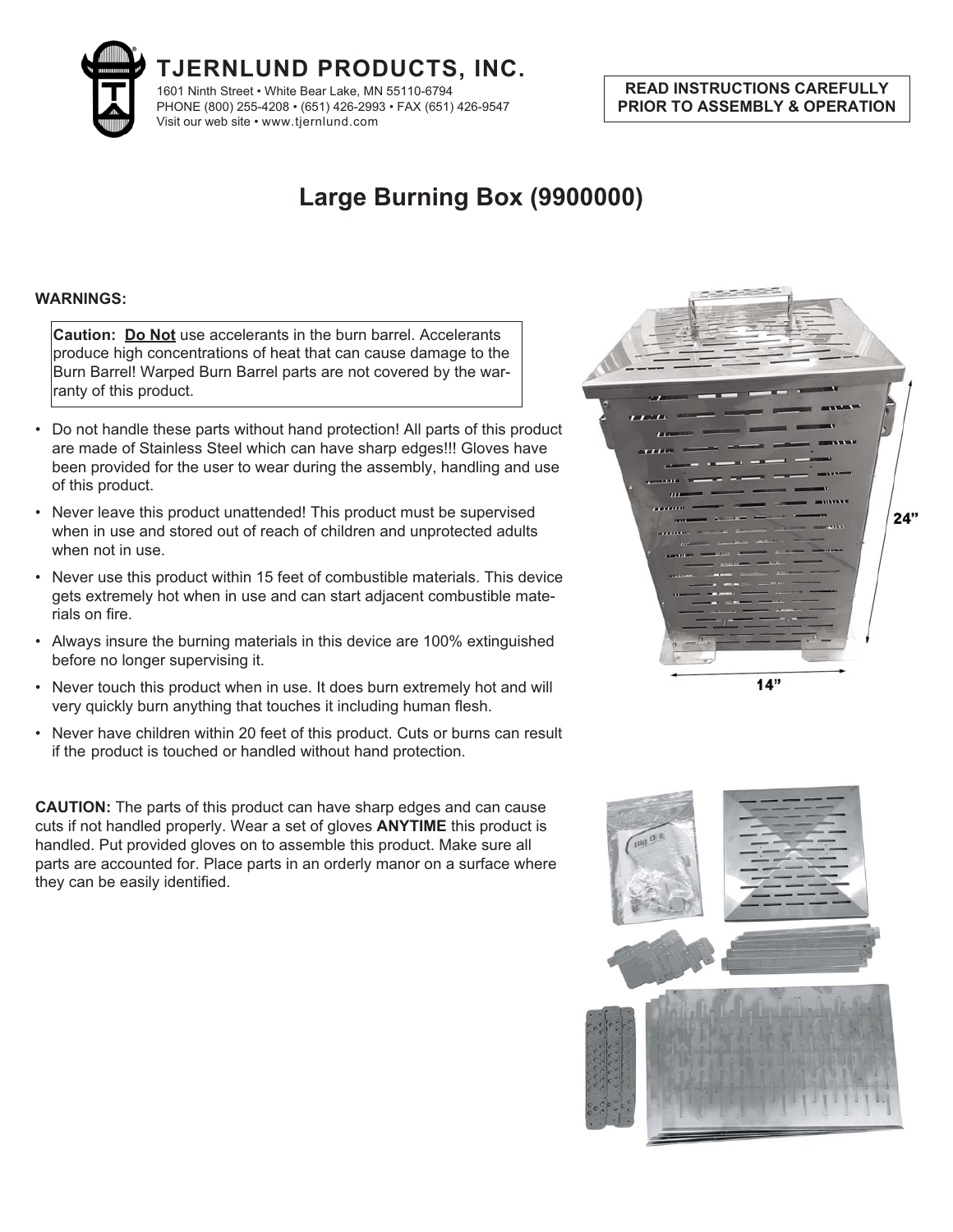**TJERNLUND PRODUCTS, INC.**

1601 Ninth Street • White Bear Lake, MN 55110-6794
PHONE (800) 255-4208 • (651) 426-2993 • FAX (651) 426-9547
Visit our web site • www.tjernlund.com

**READ INSTRUCTIONS CAREFULLY PRIOR TO ASSEMBLY & OPERATION**

# Large Burning Box (9900000)

**WARNINGS:**

**Caution: Do Not** use accelerants in the burn barrel. Accelerants produce high concentrations of heat that can cause damage to the Burn Barrel! Warped Burn Barrel parts are not covered by the warranty of this product.

- Do not handle these parts without hand protection! All parts of this product are made of Stainless Steel which can have sharp edges!!! Gloves have been provided for the user to wear during the assembly, handling and use of this product.
- Never leave this product unattended! This product must be supervised when in use and stored out of reach of children and unprotected adults when not in use.
- Never use this product within 15 feet of combustible materials. This device gets extremely hot when in use and can start adjacent combustible materials on fire.
- Always insure the burning materials in this device are 100% extinguished before no longer supervising it.
- Never touch this product when in use. It does burn extremely hot and will very quickly burn anything that touches it including human flesh.
- Never have children within 20 feet of this product. Cuts or burns can result if the product is touched or handled without hand protection.

24”

14”

**CAUTION:** The parts of this product can have sharp edges and can cause cuts if not handled properly. Wear a set of gloves **ANYTIME** this product is handled. Put provided gloves on to assemble this product. Make sure all parts are accounted for. Place parts in an orderly manor on a surface where they can be easily identified.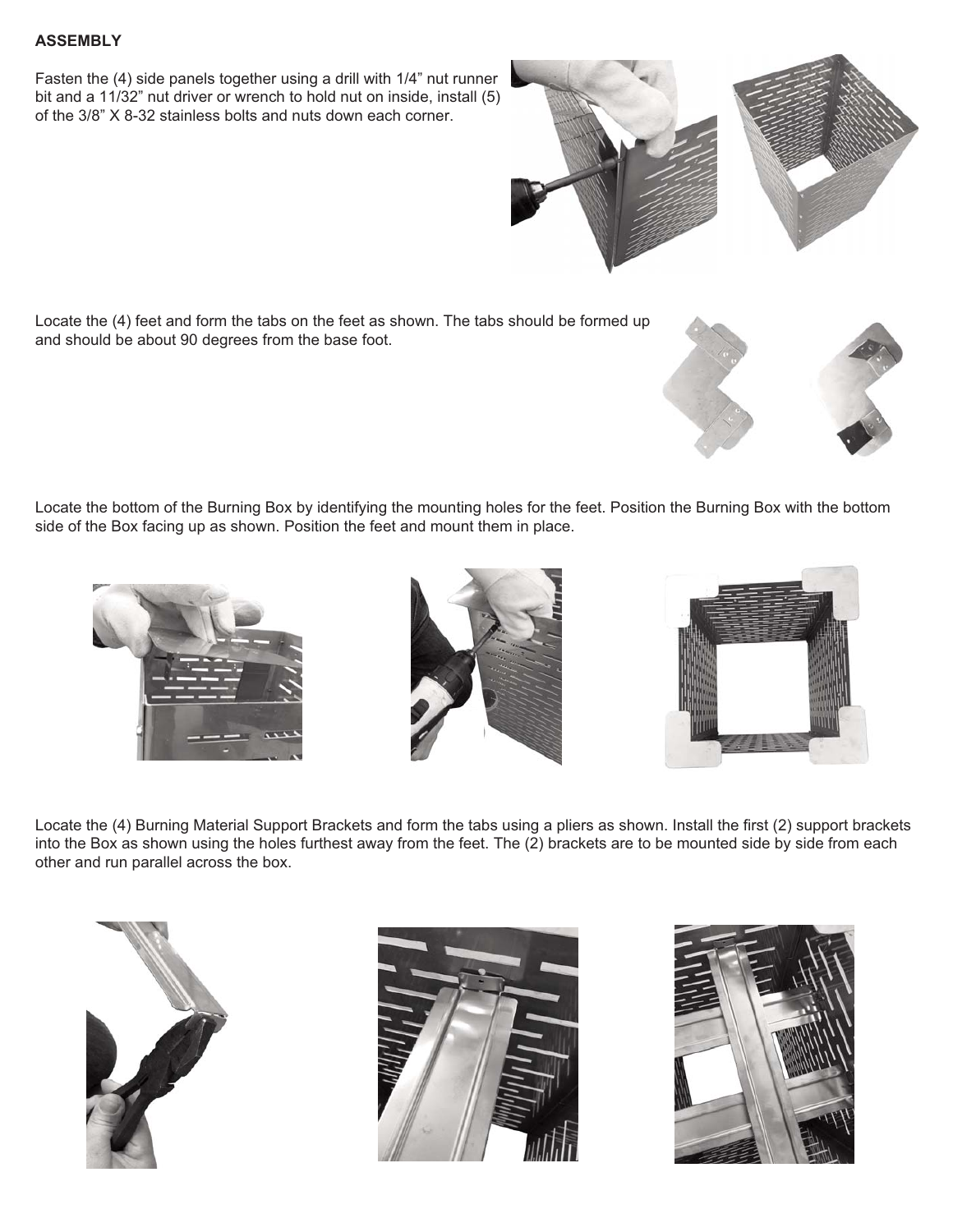**ASSEMBLY**

Fasten the (4) side panels together using a drill with 1/4" nut runner bit and a 11/32" nut driver or wrench to hold nut on inside, install (5) of the 3/8" X 8-32 stainless bolts and nuts down each corner.

Locate the (4) feet and form the tabs on the feet as shown. The tabs should be formed up and should be about 90 degrees from the base foot.

Locate the bottom of the Burning Box by identifying the mounting holes for the feet. Position the Burning Box with the bottom side of the Box facing up as shown. Position the feet and mount them in place.

Locate the (4) Burning Material Support Brackets and form the tabs using a pliers as shown. Install the first (2) support brackets into the Box as shown using the holes furthest away from the feet. The (2) brackets are to be mounted side by side from each other and run parallel across the box.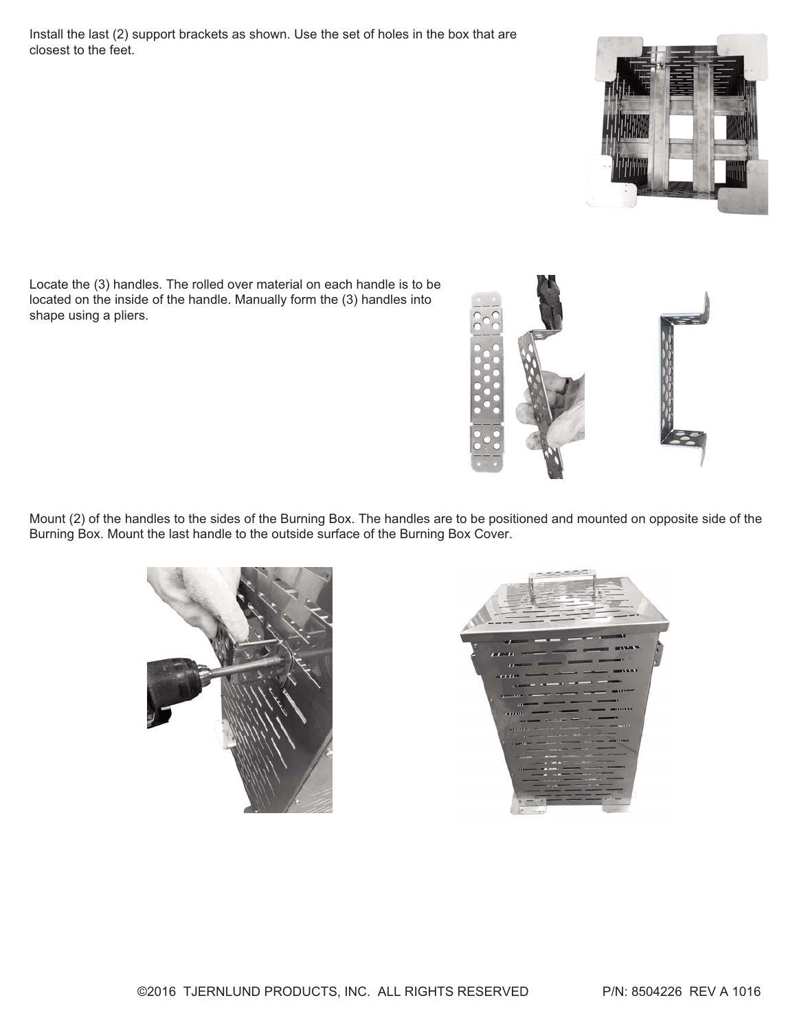Install the last (2) support brackets as shown. Use the set of holes in the box that are closest to the feet.

Locate the (3) handles. The rolled over material on each handle is to be located on the inside of the handle. Manually form the (3) handles into shape using a pliers.

Mount (2) of the handles to the sides of the Burning Box. The handles are to be positioned and mounted on opposite side of the Burning Box. Mount the last handle to the outside surface of the Burning Box Cover.

©2016 TJERNLUND PRODUCTS, INC. ALL RIGHTS RESERVED P/N: 8504226 REV A 1016